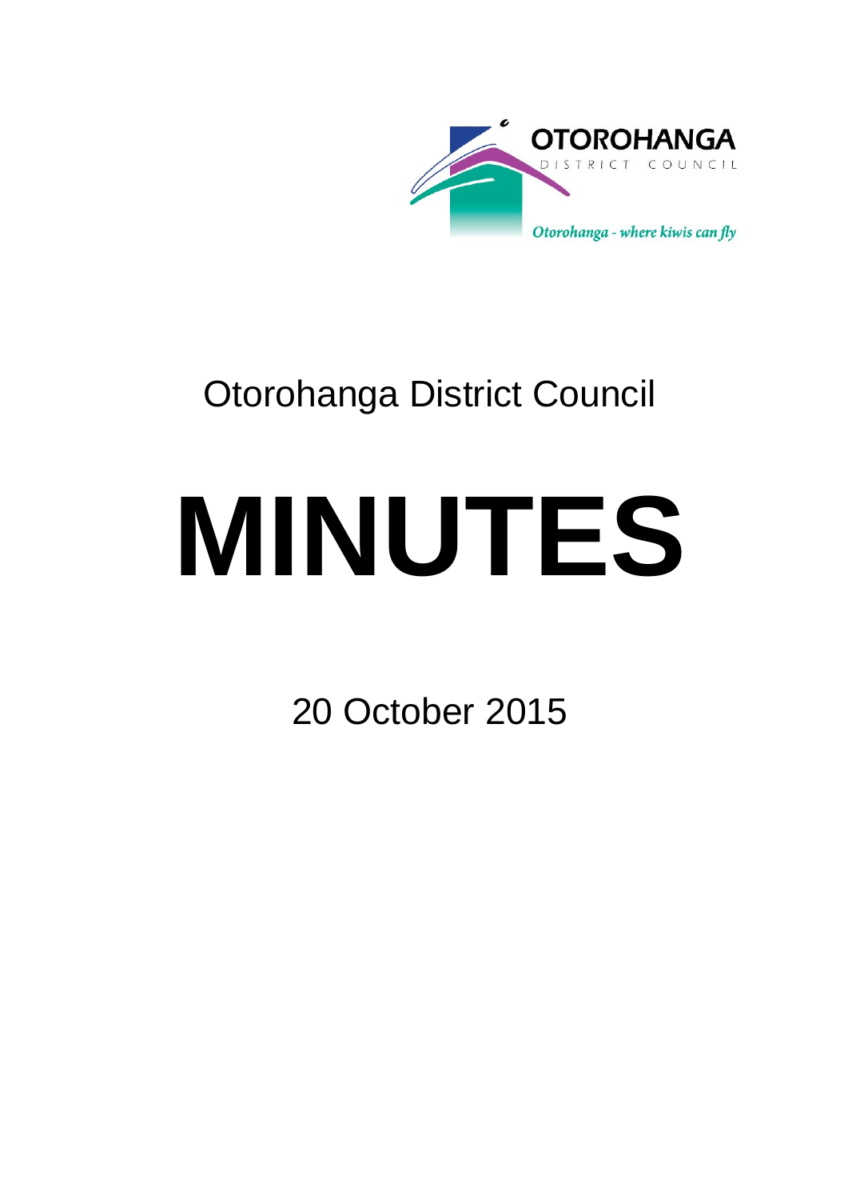OTOROHANGA

DISTRICT COUNCIL

*Otorohanga - where kiwis can fly*

# Otorohanga District Council

# MINUTES

20 October 2015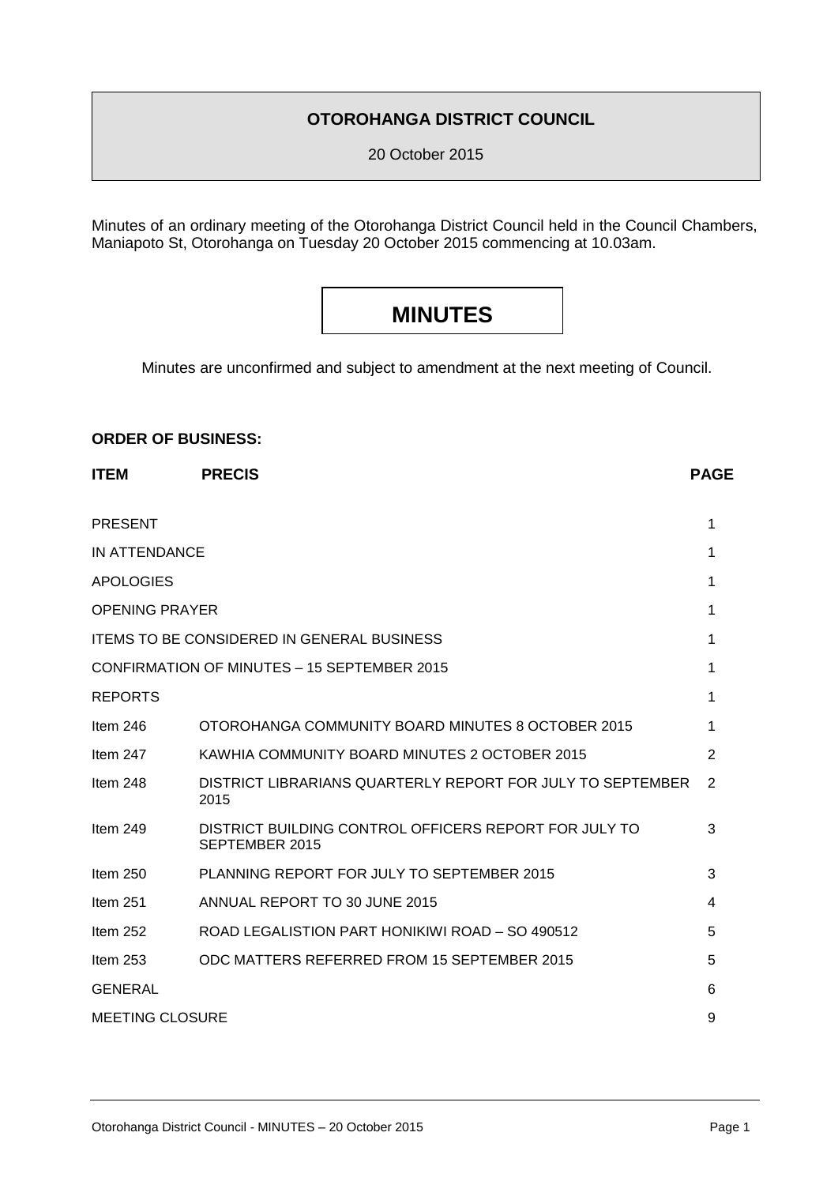**OTOROHANGA DISTRICT COUNCIL**

20 October 2015

Minutes of an ordinary meeting of the Otorohanga District Council held in the Council Chambers, Maniapoto St, Otorohanga on Tuesday 20 October 2015 commencing at 10.03am.

# MINUTES

Minutes are unconfirmed and subject to amendment at the next meeting of Council.

**ORDER OF BUSINESS:**

| **ITEM** | **PRECIS** | **PAGE** |
|---|---|---|
| PRESENT | | 1 |
| IN ATTENDANCE | | 1 |
| APOLOGIES | | 1 |
| OPENING PRAYER | | 1 |
| ITEMS TO BE CONSIDERED IN GENERAL BUSINESS | | 1 |
| CONFIRMATION OF MINUTES – 15 SEPTEMBER 2015 | | 1 |
| REPORTS | | 1 |
| Item 246 | OTOROHANGA COMMUNITY BOARD MINUTES 8 OCTOBER 2015 | 1 |
| Item 247 | KAWHIA COMMUNITY BOARD MINUTES 2 OCTOBER 2015 | 2 |
| Item 248 | DISTRICT LIBRARIANS QUARTERLY REPORT FOR JULY TO SEPTEMBER 2015 | 2 |
| Item 249 | DISTRICT BUILDING CONTROL OFFICERS REPORT FOR JULY TO SEPTEMBER 2015 | 3 |
| Item 250 | PLANNING REPORT FOR JULY TO SEPTEMBER 2015 | 3 |
| Item 251 | ANNUAL REPORT TO 30 JUNE 2015 | 4 |
| Item 252 | ROAD LEGALISTION PART HONIKIWI ROAD – SO 490512 | 5 |
| Item 253 | ODC MATTERS REFERRED FROM 15 SEPTEMBER 2015 | 5 |
| GENERAL | | 6 |
| MEETING CLOSURE | | 9 |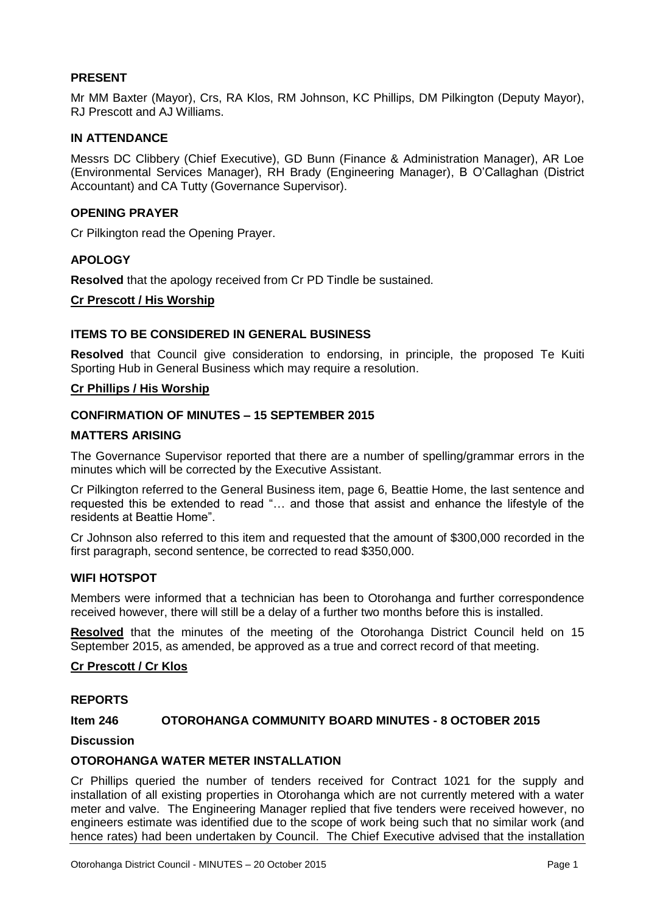## PRESENT

Mr MM Baxter (Mayor), Crs, RA Klos, RM Johnson, KC Phillips, DM Pilkington (Deputy Mayor), RJ Prescott and AJ Williams.

## IN ATTENDANCE

Messrs DC Clibbery (Chief Executive), GD Bunn (Finance & Administration Manager), AR Loe (Environmental Services Manager), RH Brady (Engineering Manager), B O'Callaghan (District Accountant) and CA Tutty (Governance Supervisor).

## OPENING PRAYER

Cr Pilkington read the Opening Prayer.

## APOLOGY

**Resolved** that the apology received from Cr PD Tindle be sustained.

**Cr Prescott / His Worship**

## ITEMS TO BE CONSIDERED IN GENERAL BUSINESS

**Resolved** that Council give consideration to endorsing, in principle, the proposed Te Kuiti Sporting Hub in General Business which may require a resolution.

**Cr Phillips / His Worship**

## CONFIRMATION OF MINUTES – 15 SEPTEMBER 2015

## MATTERS ARISING

The Governance Supervisor reported that there are a number of spelling/grammar errors in the minutes which will be corrected by the Executive Assistant.

Cr Pilkington referred to the General Business item, page 6, Beattie Home, the last sentence and requested this be extended to read "… and those that assist and enhance the lifestyle of the residents at Beattie Home".

Cr Johnson also referred to this item and requested that the amount of $300,000 recorded in the first paragraph, second sentence, be corrected to read $350,000.

## WIFI HOTSPOT

Members were informed that a technician has been to Otorohanga and further correspondence received however, there will still be a delay of a further two months before this is installed.

**Resolved** that the minutes of the meeting of the Otorohanga District Council held on 15 September 2015, as amended, be approved as a true and correct record of that meeting.

**Cr Prescott / Cr Klos**

## REPORTS

### Item 246 OTOROHANGA COMMUNITY BOARD MINUTES - 8 OCTOBER 2015

**Discussion**

### OTOROHANGA WATER METER INSTALLATION

Cr Phillips queried the number of tenders received for Contract 1021 for the supply and installation of all existing properties in Otorohanga which are not currently metered with a water meter and valve. The Engineering Manager replied that five tenders were received however, no engineers estimate was identified due to the scope of work being such that no similar work (and hence rates) had been undertaken by Council. The Chief Executive advised that the installation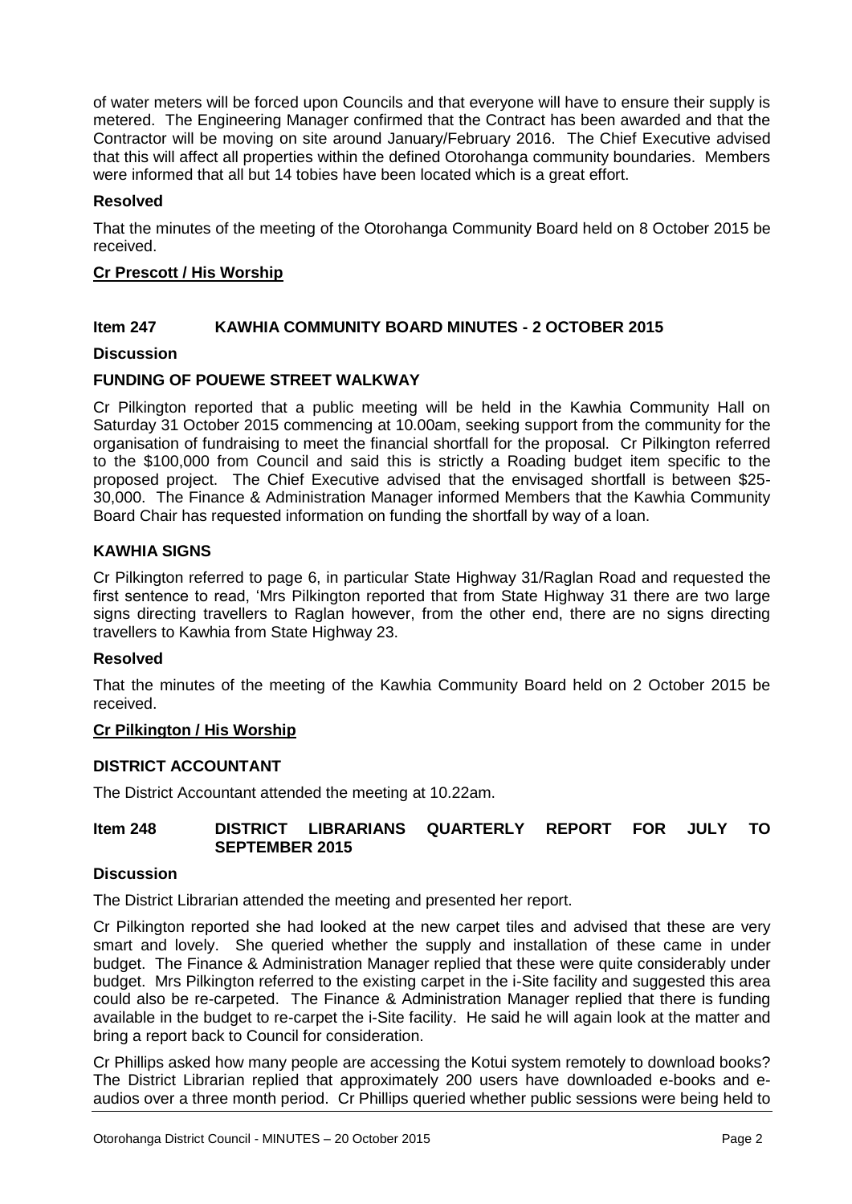of water meters will be forced upon Councils and that everyone will have to ensure their supply is metered. The Engineering Manager confirmed that the Contract has been awarded and that the Contractor will be moving on site around January/February 2016. The Chief Executive advised that this will affect all properties within the defined Otorohanga community boundaries. Members were informed that all but 14 tobies have been located which is a great effort.

**Resolved**

That the minutes of the meeting of the Otorohanga Community Board held on 8 October 2015 be received.

**Cr Prescott / His Worship**

## Item 247 KAWHIA COMMUNITY BOARD MINUTES - 2 OCTOBER 2015

**Discussion**

**FUNDING OF POUEWE STREET WALKWAY**

Cr Pilkington reported that a public meeting will be held in the Kawhia Community Hall on Saturday 31 October 2015 commencing at 10.00am, seeking support from the community for the organisation of fundraising to meet the financial shortfall for the proposal. Cr Pilkington referred to the $100,000 from Council and said this is strictly a Roading budget item specific to the proposed project. The Chief Executive advised that the envisaged shortfall is between $25-30,000. The Finance & Administration Manager informed Members that the Kawhia Community Board Chair has requested information on funding the shortfall by way of a loan.

**KAWHIA SIGNS**

Cr Pilkington referred to page 6, in particular State Highway 31/Raglan Road and requested the first sentence to read, 'Mrs Pilkington reported that from State Highway 31 there are two large signs directing travellers to Raglan however, from the other end, there are no signs directing travellers to Kawhia from State Highway 23.

**Resolved**

That the minutes of the meeting of the Kawhia Community Board held on 2 October 2015 be received.

**Cr Pilkington / His Worship**

**DISTRICT ACCOUNTANT**

The District Accountant attended the meeting at 10.22am.

## Item 248 DISTRICT LIBRARIANS QUARTERLY REPORT FOR JULY TO SEPTEMBER 2015

**Discussion**

The District Librarian attended the meeting and presented her report.

Cr Pilkington reported she had looked at the new carpet tiles and advised that these are very smart and lovely. She queried whether the supply and installation of these came in under budget. The Finance & Administration Manager replied that these were quite considerably under budget. Mrs Pilkington referred to the existing carpet in the i-Site facility and suggested this area could also be re-carpeted. The Finance & Administration Manager replied that there is funding available in the budget to re-carpet the i-Site facility. He said he will again look at the matter and bring a report back to Council for consideration.

Cr Phillips asked how many people are accessing the Kotui system remotely to download books? The District Librarian replied that approximately 200 users have downloaded e-books and e-audios over a three month period. Cr Phillips queried whether public sessions were being held to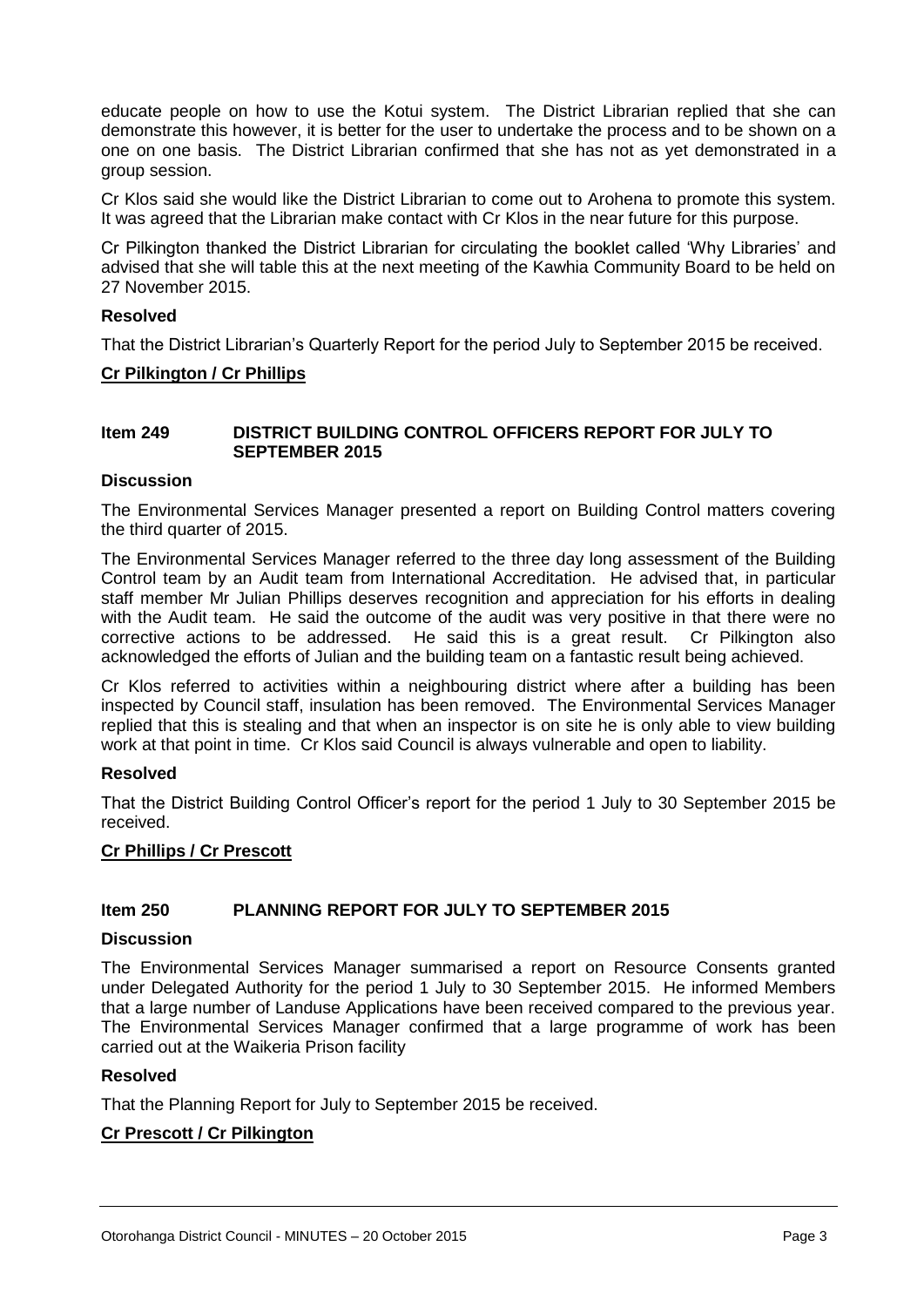educate people on how to use the Kotui system. The District Librarian replied that she can demonstrate this however, it is better for the user to undertake the process and to be shown on a one on one basis. The District Librarian confirmed that she has not as yet demonstrated in a group session.

Cr Klos said she would like the District Librarian to come out to Arohena to promote this system. It was agreed that the Librarian make contact with Cr Klos in the near future for this purpose.

Cr Pilkington thanked the District Librarian for circulating the booklet called 'Why Libraries' and advised that she will table this at the next meeting of the Kawhia Community Board to be held on 27 November 2015.

**Resolved**

That the District Librarian's Quarterly Report for the period July to September 2015 be received.

**Cr Pilkington / Cr Phillips**

## Item 249 DISTRICT BUILDING CONTROL OFFICERS REPORT FOR JULY TO SEPTEMBER 2015

**Discussion**

The Environmental Services Manager presented a report on Building Control matters covering the third quarter of 2015.

The Environmental Services Manager referred to the three day long assessment of the Building Control team by an Audit team from International Accreditation. He advised that, in particular staff member Mr Julian Phillips deserves recognition and appreciation for his efforts in dealing with the Audit team. He said the outcome of the audit was very positive in that there were no corrective actions to be addressed. He said this is a great result. Cr Pilkington also acknowledged the efforts of Julian and the building team on a fantastic result being achieved.

Cr Klos referred to activities within a neighbouring district where after a building has been inspected by Council staff, insulation has been removed. The Environmental Services Manager replied that this is stealing and that when an inspector is on site he is only able to view building work at that point in time. Cr Klos said Council is always vulnerable and open to liability.

**Resolved**

That the District Building Control Officer's report for the period 1 July to 30 September 2015 be received.

**Cr Phillips / Cr Prescott**

## Item 250 PLANNING REPORT FOR JULY TO SEPTEMBER 2015

**Discussion**

The Environmental Services Manager summarised a report on Resource Consents granted under Delegated Authority for the period 1 July to 30 September 2015. He informed Members that a large number of Landuse Applications have been received compared to the previous year. The Environmental Services Manager confirmed that a large programme of work has been carried out at the Waikeria Prison facility

**Resolved**

That the Planning Report for July to September 2015 be received.

**Cr Prescott / Cr Pilkington**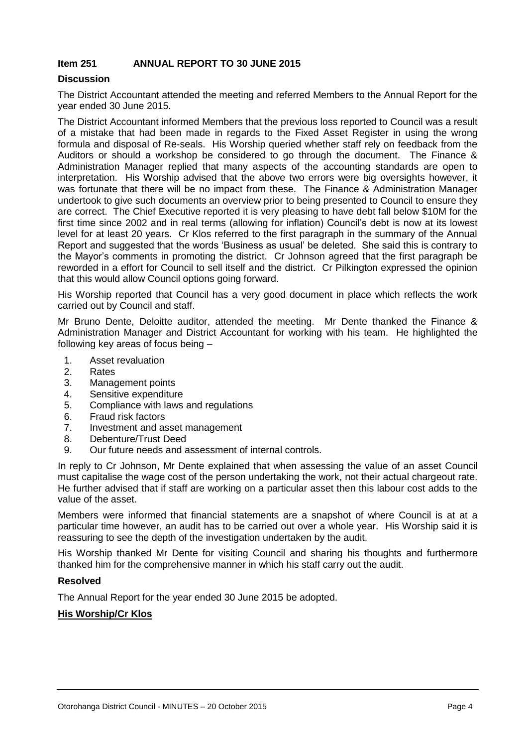**Item 251 ANNUAL REPORT TO 30 JUNE 2015**

**Discussion**

The District Accountant attended the meeting and referred Members to the Annual Report for the year ended 30 June 2015.

The District Accountant informed Members that the previous loss reported to Council was a result of a mistake that had been made in regards to the Fixed Asset Register in using the wrong formula and disposal of Re-seals. His Worship queried whether staff rely on feedback from the Auditors or should a workshop be considered to go through the document. The Finance & Administration Manager replied that many aspects of the accounting standards are open to interpretation. His Worship advised that the above two errors were big oversights however, it was fortunate that there will be no impact from these. The Finance & Administration Manager undertook to give such documents an overview prior to being presented to Council to ensure they are correct. The Chief Executive reported it is very pleasing to have debt fall below $10M for the first time since 2002 and in real terms (allowing for inflation) Council's debt is now at its lowest level for at least 20 years. Cr Klos referred to the first paragraph in the summary of the Annual Report and suggested that the words 'Business as usual' be deleted. She said this is contrary to the Mayor's comments in promoting the district. Cr Johnson agreed that the first paragraph be reworded in a effort for Council to sell itself and the district. Cr Pilkington expressed the opinion that this would allow Council options going forward.

His Worship reported that Council has a very good document in place which reflects the work carried out by Council and staff.

Mr Bruno Dente, Deloitte auditor, attended the meeting. Mr Dente thanked the Finance & Administration Manager and District Accountant for working with his team. He highlighted the following key areas of focus being –

1. Asset revaluation
2. Rates
3. Management points
4. Sensitive expenditure
5. Compliance with laws and regulations
6. Fraud risk factors
7. Investment and asset management
8. Debenture/Trust Deed
9. Our future needs and assessment of internal controls.

In reply to Cr Johnson, Mr Dente explained that when assessing the value of an asset Council must capitalise the wage cost of the person undertaking the work, not their actual chargeout rate. He further advised that if staff are working on a particular asset then this labour cost adds to the value of the asset.

Members were informed that financial statements are a snapshot of where Council is at at a particular time however, an audit has to be carried out over a whole year. His Worship said it is reassuring to see the depth of the investigation undertaken by the audit.

His Worship thanked Mr Dente for visiting Council and sharing his thoughts and furthermore thanked him for the comprehensive manner in which his staff carry out the audit.

**Resolved**

The Annual Report for the year ended 30 June 2015 be adopted.

**His Worship/Cr Klos**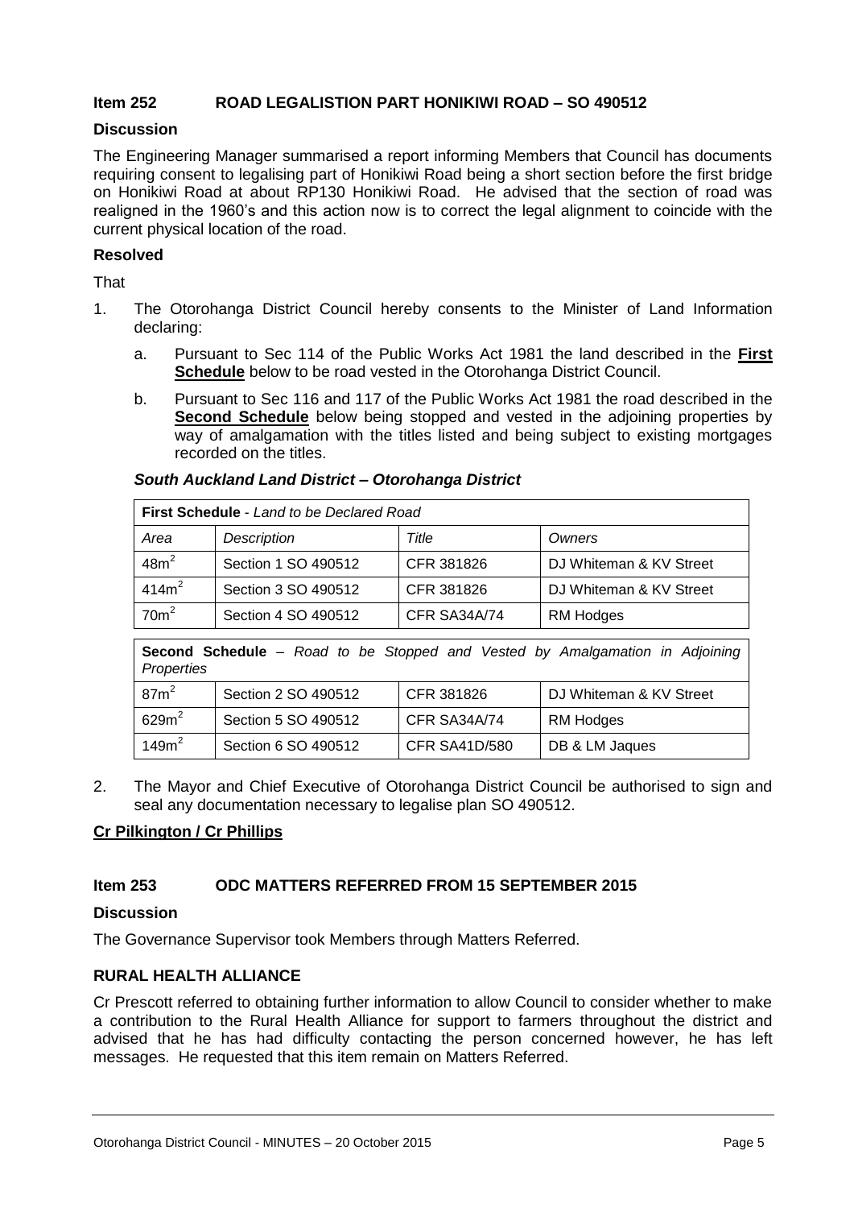## Item 252 ROAD LEGALISTION PART HONIKIWI ROAD – SO 490512

### Discussion

The Engineering Manager summarised a report informing Members that Council has documents requiring consent to legalising part of Honikiwi Road being a short section before the first bridge on Honikiwi Road at about RP130 Honikiwi Road. He advised that the section of road was realigned in the 1960's and this action now is to correct the legal alignment to coincide with the current physical location of the road.

### Resolved

That

1. The Otorohanga District Council hereby consents to the Minister of Land Information declaring:

   a. Pursuant to Sec 114 of the Public Works Act 1981 the land described in the **First Schedule** below to be road vested in the Otorohanga District Council.

   b. Pursuant to Sec 116 and 117 of the Public Works Act 1981 the road described in the **Second Schedule** below being stopped and vested in the adjoining properties by way of amalgamation with the titles listed and being subject to existing mortgages recorded on the titles.

***South Auckland Land District – Otorohanga District***

| **First Schedule** - *Land to be Declared Road* | | | |
|---|---|---|---|
| *Area* | *Description* | *Title* | *Owners* |
| 48m² | Section 1 SO 490512 | CFR 381826 | DJ Whiteman & KV Street |
| 414m² | Section 3 SO 490512 | CFR 381826 | DJ Whiteman & KV Street |
| 70m² | Section 4 SO 490512 | CFR SA34A/74 | RM Hodges |

| **Second Schedule** – *Road to be Stopped and Vested by Amalgamation in Adjoining Properties* | | | |
|---|---|---|---|
| 87m² | Section 2 SO 490512 | CFR 381826 | DJ Whiteman & KV Street |
| 629m² | Section 5 SO 490512 | CFR SA34A/74 | RM Hodges |
| 149m² | Section 6 SO 490512 | CFR SA41D/580 | DB & LM Jaques |

2. The Mayor and Chief Executive of Otorohanga District Council be authorised to sign and seal any documentation necessary to legalise plan SO 490512.

**Cr Pilkington / Cr Phillips**

## Item 253 ODC MATTERS REFERRED FROM 15 SEPTEMBER 2015

### Discussion

The Governance Supervisor took Members through Matters Referred.

### RURAL HEALTH ALLIANCE

Cr Prescott referred to obtaining further information to allow Council to consider whether to make a contribution to the Rural Health Alliance for support to farmers throughout the district and advised that he has had difficulty contacting the person concerned however, he has left messages. He requested that this item remain on Matters Referred.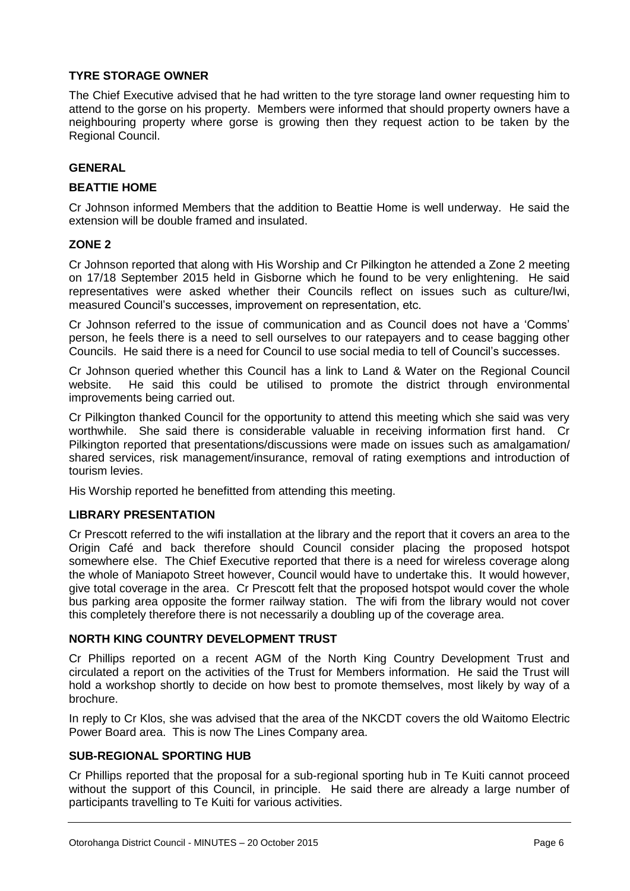### TYRE STORAGE OWNER

The Chief Executive advised that he had written to the tyre storage land owner requesting him to attend to the gorse on his property. Members were informed that should property owners have a neighbouring property where gorse is growing then they request action to be taken by the Regional Council.

## GENERAL

### BEATTIE HOME

Cr Johnson informed Members that the addition to Beattie Home is well underway. He said the extension will be double framed and insulated.

### ZONE 2

Cr Johnson reported that along with His Worship and Cr Pilkington he attended a Zone 2 meeting on 17/18 September 2015 held in Gisborne which he found to be very enlightening. He said representatives were asked whether their Councils reflect on issues such as culture/Iwi, measured Council's successes, improvement on representation, etc.

Cr Johnson referred to the issue of communication and as Council does not have a 'Comms' person, he feels there is a need to sell ourselves to our ratepayers and to cease bagging other Councils. He said there is a need for Council to use social media to tell of Council's successes.

Cr Johnson queried whether this Council has a link to Land & Water on the Regional Council website. He said this could be utilised to promote the district through environmental improvements being carried out.

Cr Pilkington thanked Council for the opportunity to attend this meeting which she said was very worthwhile. She said there is considerable valuable in receiving information first hand. Cr Pilkington reported that presentations/discussions were made on issues such as amalgamation/ shared services, risk management/insurance, removal of rating exemptions and introduction of tourism levies.

His Worship reported he benefitted from attending this meeting.

### LIBRARY PRESENTATION

Cr Prescott referred to the wifi installation at the library and the report that it covers an area to the Origin Café and back therefore should Council consider placing the proposed hotspot somewhere else. The Chief Executive reported that there is a need for wireless coverage along the whole of Maniapoto Street however, Council would have to undertake this. It would however, give total coverage in the area. Cr Prescott felt that the proposed hotspot would cover the whole bus parking area opposite the former railway station. The wifi from the library would not cover this completely therefore there is not necessarily a doubling up of the coverage area.

### NORTH KING COUNTRY DEVELOPMENT TRUST

Cr Phillips reported on a recent AGM of the North King Country Development Trust and circulated a report on the activities of the Trust for Members information. He said the Trust will hold a workshop shortly to decide on how best to promote themselves, most likely by way of a brochure.

In reply to Cr Klos, she was advised that the area of the NKCDT covers the old Waitomo Electric Power Board area. This is now The Lines Company area.

### SUB-REGIONAL SPORTING HUB

Cr Phillips reported that the proposal for a sub-regional sporting hub in Te Kuiti cannot proceed without the support of this Council, in principle. He said there are already a large number of participants travelling to Te Kuiti for various activities.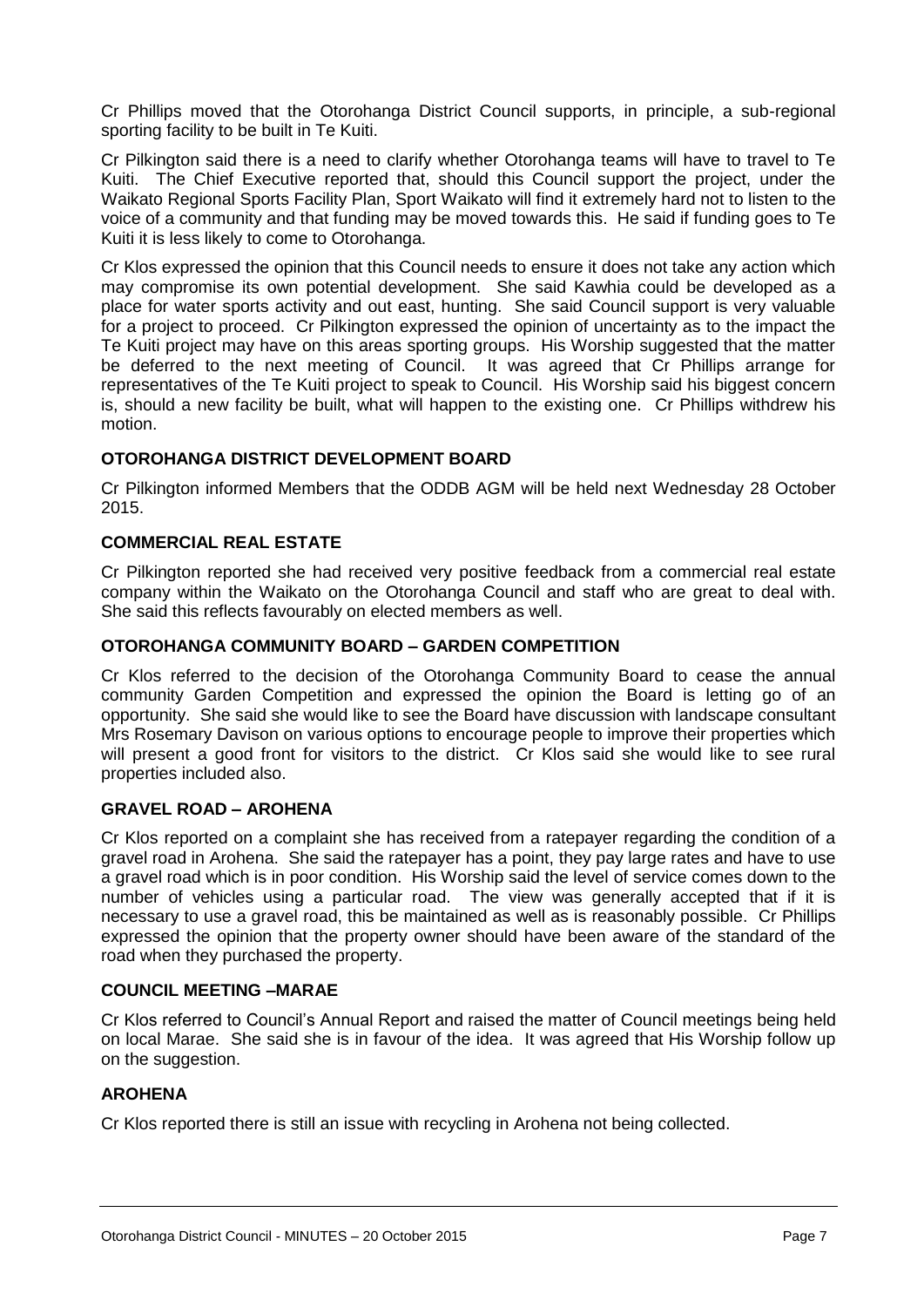Cr Phillips moved that the Otorohanga District Council supports, in principle, a sub-regional sporting facility to be built in Te Kuiti.

Cr Pilkington said there is a need to clarify whether Otorohanga teams will have to travel to Te Kuiti. The Chief Executive reported that, should this Council support the project, under the Waikato Regional Sports Facility Plan, Sport Waikato will find it extremely hard not to listen to the voice of a community and that funding may be moved towards this. He said if funding goes to Te Kuiti it is less likely to come to Otorohanga.

Cr Klos expressed the opinion that this Council needs to ensure it does not take any action which may compromise its own potential development. She said Kawhia could be developed as a place for water sports activity and out east, hunting. She said Council support is very valuable for a project to proceed. Cr Pilkington expressed the opinion of uncertainty as to the impact the Te Kuiti project may have on this areas sporting groups. His Worship suggested that the matter be deferred to the next meeting of Council. It was agreed that Cr Phillips arrange for representatives of the Te Kuiti project to speak to Council. His Worship said his biggest concern is, should a new facility be built, what will happen to the existing one. Cr Phillips withdrew his motion.

### OTOROHANGA DISTRICT DEVELOPMENT BOARD

Cr Pilkington informed Members that the ODDB AGM will be held next Wednesday 28 October 2015.

### COMMERCIAL REAL ESTATE

Cr Pilkington reported she had received very positive feedback from a commercial real estate company within the Waikato on the Otorohanga Council and staff who are great to deal with. She said this reflects favourably on elected members as well.

### OTOROHANGA COMMUNITY BOARD – GARDEN COMPETITION

Cr Klos referred to the decision of the Otorohanga Community Board to cease the annual community Garden Competition and expressed the opinion the Board is letting go of an opportunity. She said she would like to see the Board have discussion with landscape consultant Mrs Rosemary Davison on various options to encourage people to improve their properties which will present a good front for visitors to the district. Cr Klos said she would like to see rural properties included also.

### GRAVEL ROAD – AROHENA

Cr Klos reported on a complaint she has received from a ratepayer regarding the condition of a gravel road in Arohena. She said the ratepayer has a point, they pay large rates and have to use a gravel road which is in poor condition. His Worship said the level of service comes down to the number of vehicles using a particular road. The view was generally accepted that if it is necessary to use a gravel road, this be maintained as well as is reasonably possible. Cr Phillips expressed the opinion that the property owner should have been aware of the standard of the road when they purchased the property.

### COUNCIL MEETING –MARAE

Cr Klos referred to Council's Annual Report and raised the matter of Council meetings being held on local Marae. She said she is in favour of the idea. It was agreed that His Worship follow up on the suggestion.

### AROHENA

Cr Klos reported there is still an issue with recycling in Arohena not being collected.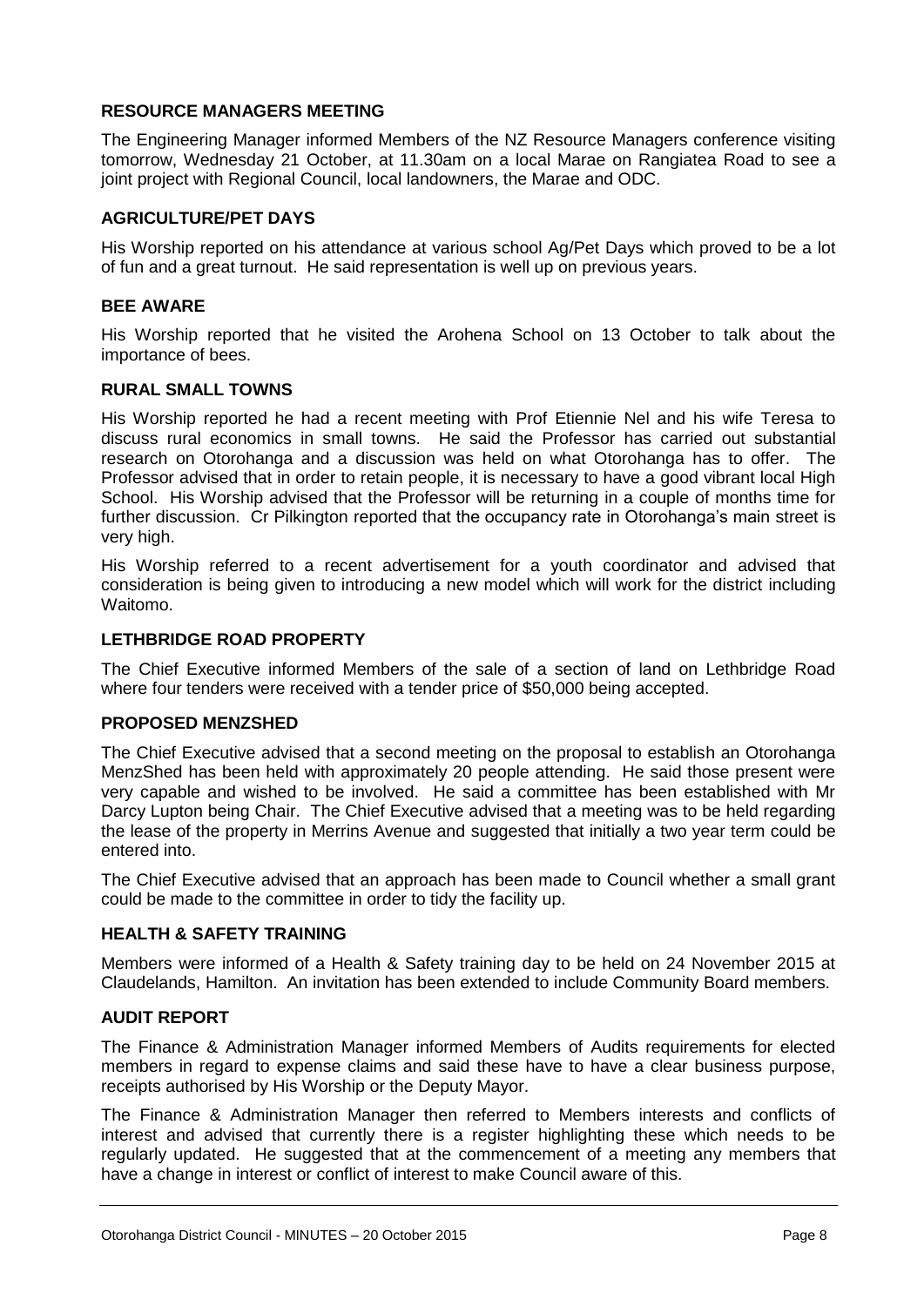## RESOURCE MANAGERS MEETING

The Engineering Manager informed Members of the NZ Resource Managers conference visiting tomorrow, Wednesday 21 October, at 11.30am on a local Marae on Rangiatea Road to see a joint project with Regional Council, local landowners, the Marae and ODC.

## AGRICULTURE/PET DAYS

His Worship reported on his attendance at various school Ag/Pet Days which proved to be a lot of fun and a great turnout. He said representation is well up on previous years.

## BEE AWARE

His Worship reported that he visited the Arohena School on 13 October to talk about the importance of bees.

## RURAL SMALL TOWNS

His Worship reported he had a recent meeting with Prof Etiennie Nel and his wife Teresa to discuss rural economics in small towns. He said the Professor has carried out substantial research on Otorohanga and a discussion was held on what Otorohanga has to offer. The Professor advised that in order to retain people, it is necessary to have a good vibrant local High School. His Worship advised that the Professor will be returning in a couple of months time for further discussion. Cr Pilkington reported that the occupancy rate in Otorohanga's main street is very high.

His Worship referred to a recent advertisement for a youth coordinator and advised that consideration is being given to introducing a new model which will work for the district including Waitomo.

## LETHBRIDGE ROAD PROPERTY

The Chief Executive informed Members of the sale of a section of land on Lethbridge Road where four tenders were received with a tender price of $50,000 being accepted.

## PROPOSED MENZSHED

The Chief Executive advised that a second meeting on the proposal to establish an Otorohanga MenzShed has been held with approximately 20 people attending. He said those present were very capable and wished to be involved. He said a committee has been established with Mr Darcy Lupton being Chair. The Chief Executive advised that a meeting was to be held regarding the lease of the property in Merrins Avenue and suggested that initially a two year term could be entered into.

The Chief Executive advised that an approach has been made to Council whether a small grant could be made to the committee in order to tidy the facility up.

## HEALTH & SAFETY TRAINING

Members were informed of a Health & Safety training day to be held on 24 November 2015 at Claudelands, Hamilton. An invitation has been extended to include Community Board members.

## AUDIT REPORT

The Finance & Administration Manager informed Members of Audits requirements for elected members in regard to expense claims and said these have to have a clear business purpose, receipts authorised by His Worship or the Deputy Mayor.

The Finance & Administration Manager then referred to Members interests and conflicts of interest and advised that currently there is a register highlighting these which needs to be regularly updated. He suggested that at the commencement of a meeting any members that have a change in interest or conflict of interest to make Council aware of this.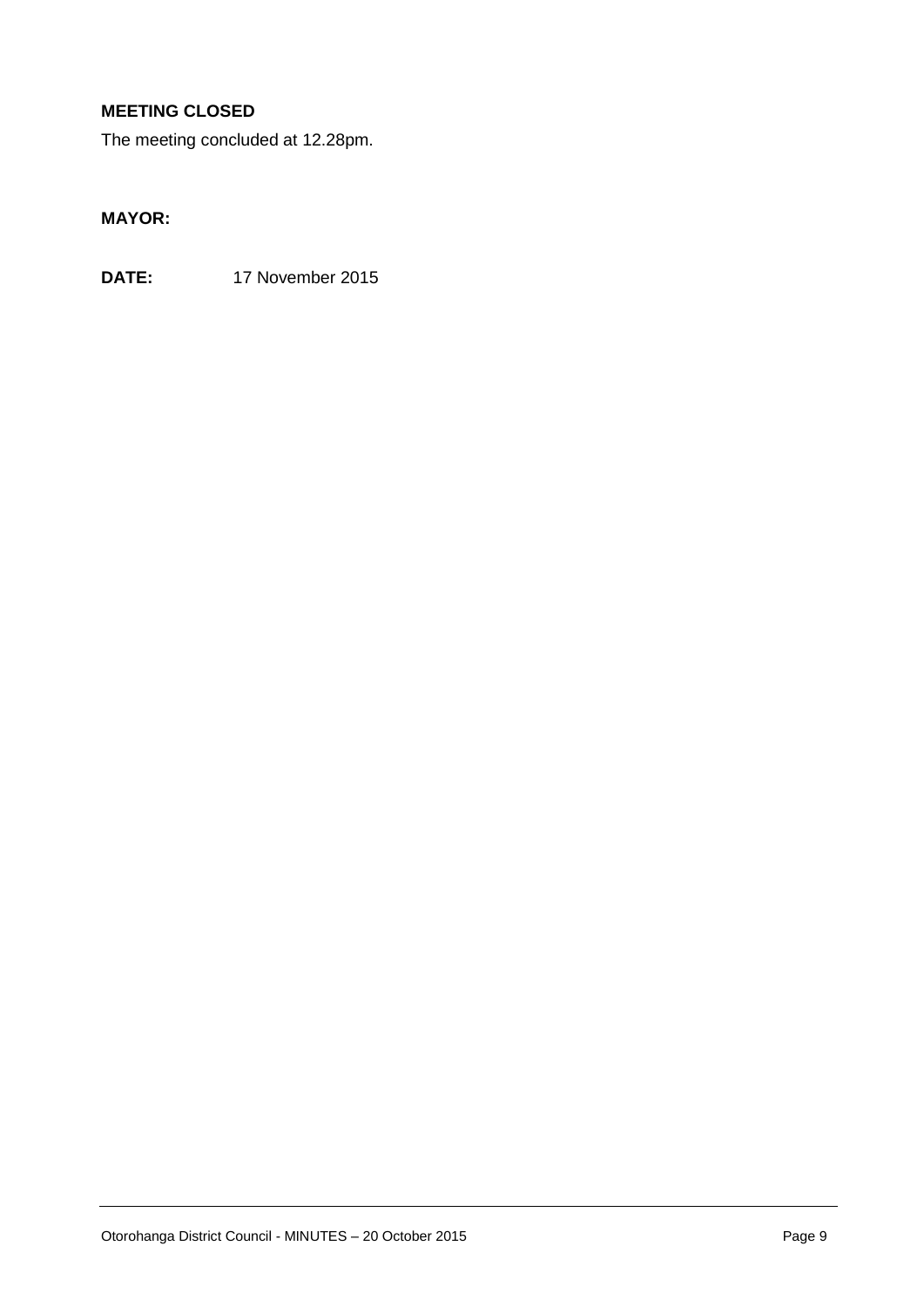**MEETING CLOSED**

The meeting concluded at 12.28pm.

**MAYOR:**

**DATE:** 17 November 2015